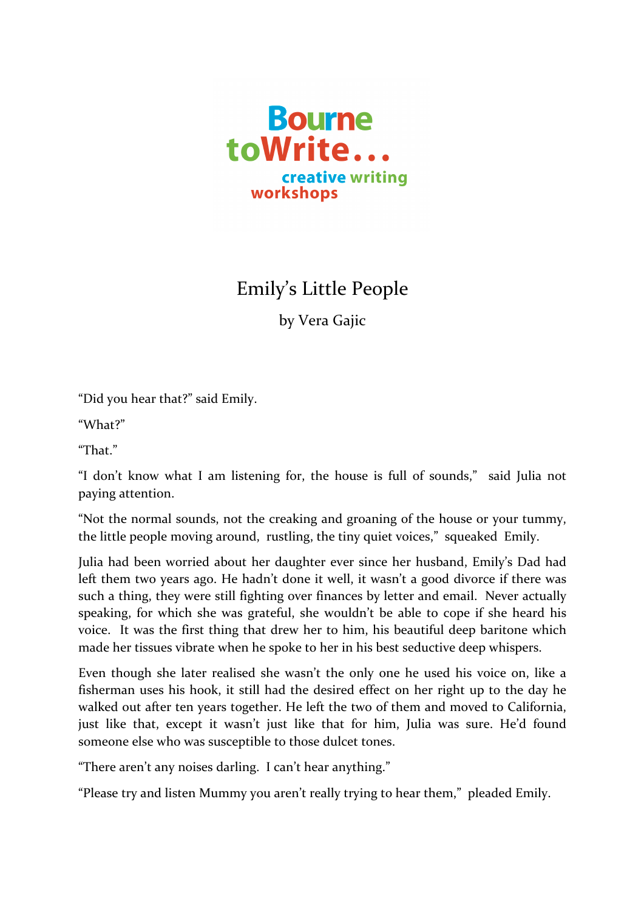Bourne toWrite... creative writing workshops

# Emily's Little People

by Vera Gajic

"Did you hear that?" said Emily.

"What?"

"That."

"I don't know what I am listening for, the house is full of sounds," said Julia not paying attention.

"Not the normal sounds, not the creaking and groaning of the house or your tummy, the little people moving around, rustling, the tiny quiet voices," squeaked Emily.

Julia had been worried about her daughter ever since her husband, Emily's Dad had left them two years ago. He hadn't done it well, it wasn't a good divorce if there was such a thing, they were still fighting over finances by letter and email. Never actually speaking, for which she was grateful, she wouldn't be able to cope if she heard his voice. It was the first thing that drew her to him, his beautiful deep baritone which made her tissues vibrate when he spoke to her in his best seductive deep whispers.

Even though she later realised she wasn't the only one he used his voice on, like a fisherman uses his hook, it still had the desired effect on her right up to the day he walked out after ten years together. He left the two of them and moved to California, just like that, except it wasn't just like that for him, Julia was sure. He'd found someone else who was susceptible to those dulcet tones.

"There aren't any noises darling. I can't hear anything."

"Please try and listen Mummy you aren't really trying to hear them," pleaded Emily.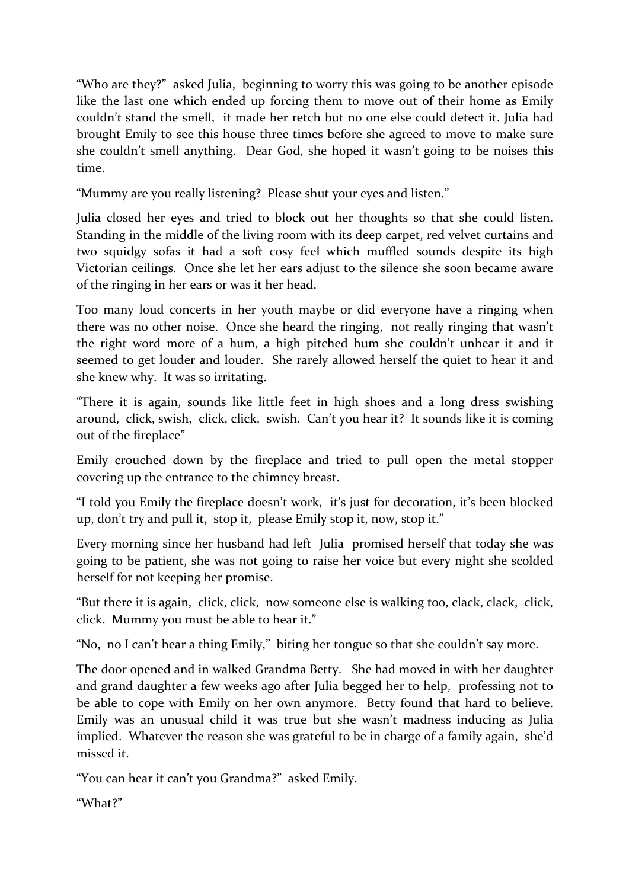"Who are they?" asked Julia, beginning to worry this was going to be another episode like the last one which ended up forcing them to move out of their home as Emily couldn't stand the smell, it made her retch but no one else could detect it. Julia had brought Emily to see this house three times before she agreed to move to make sure she couldn't smell anything. Dear God, she hoped it wasn't going to be noises this time.

"Mummy are you really listening? Please shut your eyes and listen."

Julia closed her eyes and tried to block out her thoughts so that she could listen. Standing in the middle of the living room with its deep carpet, red velvet curtains and two squidgy sofas it had a soft cosy feel which muffled sounds despite its high Victorian ceilings. Once she let her ears adjust to the silence she soon became aware of the ringing in her ears or was it her head.

Too many loud concerts in her youth maybe or did everyone have a ringing when there was no other noise. Once she heard the ringing, not really ringing that wasn't the right word more of a hum, a high pitched hum she couldn't unhear it and it seemed to get louder and louder. She rarely allowed herself the quiet to hear it and she knew why. It was so irritating.

"There it is again, sounds like little feet in high shoes and a long dress swishing around, click, swish, click, click, swish. Can't you hear it? It sounds like it is coming out of the fireplace"

Emily crouched down by the fireplace and tried to pull open the metal stopper covering up the entrance to the chimney breast.

"I told you Emily the fireplace doesn't work, it's just for decoration, it's been blocked up, don't try and pull it, stop it, please Emily stop it, now, stop it."

Every morning since her husband had left Julia promised herself that today she was going to be patient, she was not going to raise her voice but every night she scolded herself for not keeping her promise.

"But there it is again, click, click, now someone else is walking too, clack, clack, click, click. Mummy you must be able to hear it."

"No, no I can't hear a thing Emily," biting her tongue so that she couldn't say more.

The door opened and in walked Grandma Betty. She had moved in with her daughter and grand daughter a few weeks ago after Julia begged her to help, professing not to be able to cope with Emily on her own anymore. Betty found that hard to believe. Emily was an unusual child it was true but she wasn't madness inducing as Julia implied. Whatever the reason she was grateful to be in charge of a family again, she'd missed it.

"You can hear it can't you Grandma?" asked Emily.

"What?"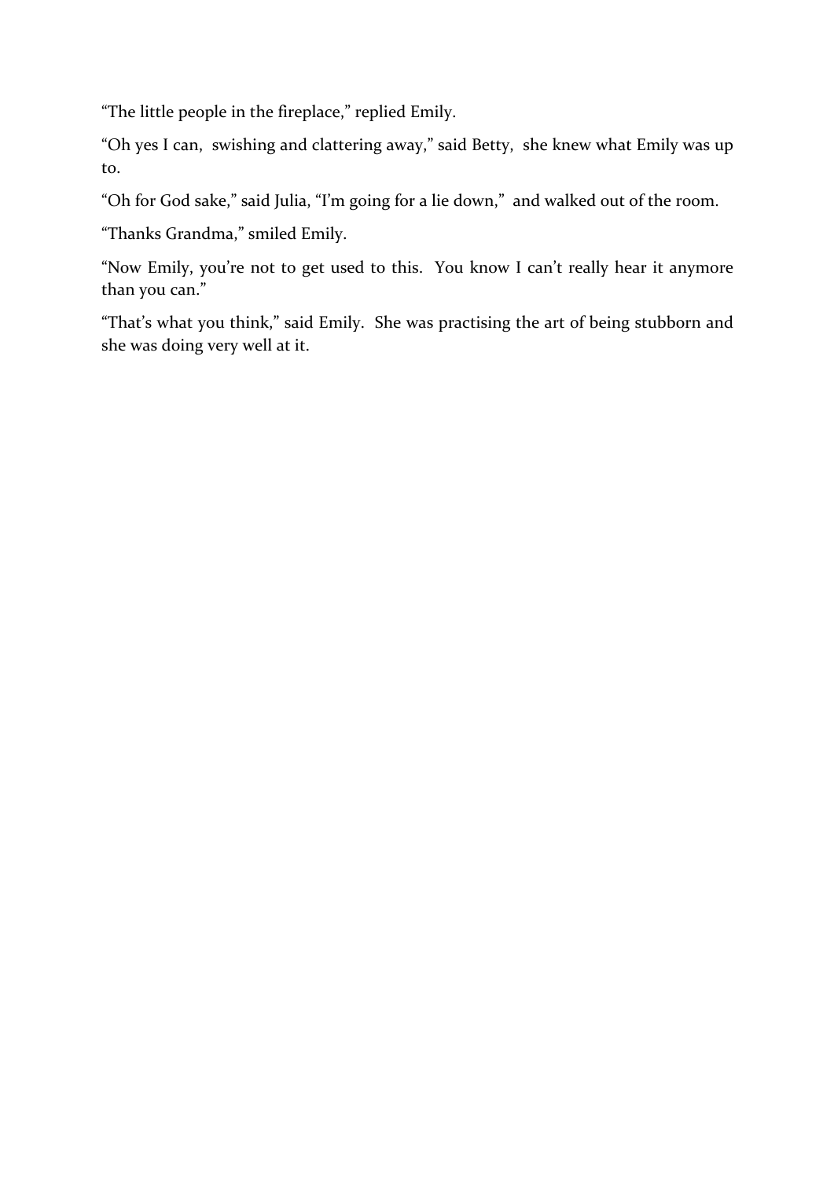"The little people in the fireplace," replied Emily.

"Oh yes I can, swishing and clattering away," said Betty, she knew what Emily was up to.

"Oh for God sake," said Julia, "I'm going for a lie down," and walked out of the room.

"Thanks Grandma," smiled Emily.

"Now Emily, you're not to get used to this. You know I can't really hear it anymore than you can."

"That's what you think," said Emily. She was practising the art of being stubborn and she was doing very well at it.